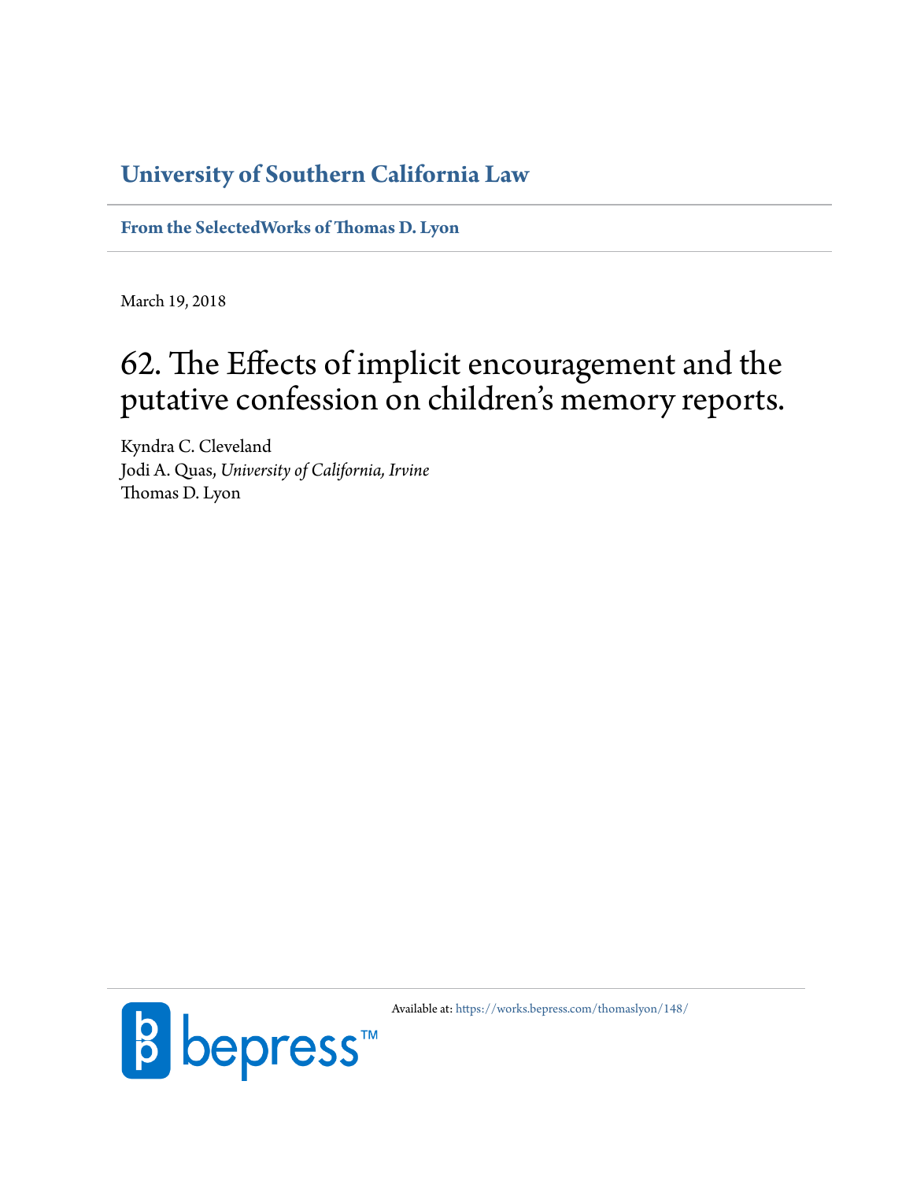**University of Southern California Law**

**From the SelectedWorks of Thomas D. Lyon**

March 19, 2018

# 62. The Effects of implicit encouragement and the putative confession on children's memory reports.

Kyndra C. Cleveland
Jodi A. Quas, *University of California, Irvine*
Thomas D. Lyon

Available at: https://works.bepress.com/thomaslyon/148/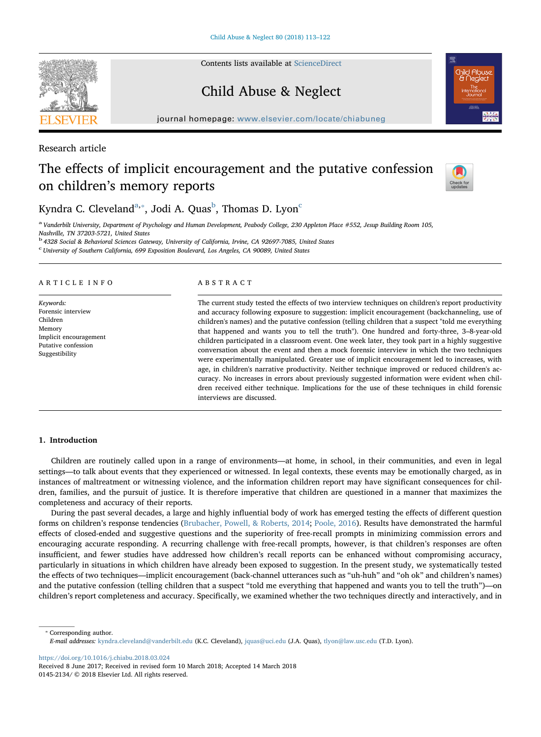Research article

# The effects of implicit encouragement and the putative confession on children's memory reports

Kyndra C. Cleveland[a,*], Jodi A. Quas[b], Thomas D. Lyon[c]

[a] Vanderbilt University, Department of Psychology and Human Development, Peabody College, 230 Appleton Place #552, Jesup Building Room 105, Nashville, TN 37203-5721, United States

[b] 4328 Social & Behavioral Sciences Gateway, University of California, Irvine, CA 92697-7085, United States

[c] University of Southern California, 699 Exposition Boulevard, Los Angeles, CA 90089, United States

## ARTICLE INFO

*Keywords:*
Forensic interview
Children
Memory
Implicit encouragement
Putative confession
Suggestibility

## ABSTRACT

The current study tested the effects of two interview techniques on children's report productivity and accuracy following exposure to suggestion: implicit encouragement (backchanneling, use of children's names) and the putative confession (telling children that a suspect "told me everything that happened and wants you to tell the truth"). One hundred and forty-three, 3–8-year-old children participated in a classroom event. One week later, they took part in a highly suggestive conversation about the event and then a mock forensic interview in which the two techniques were experimentally manipulated. Greater use of implicit encouragement led to increases, with age, in children's narrative productivity. Neither technique improved or reduced children's accuracy. No increases in errors about previously suggested information were evident when children received either technique. Implications for the use of these techniques in child forensic interviews are discussed.

## 1. Introduction

Children are routinely called upon in a range of environments—at home, in school, in their communities, and even in legal settings—to talk about events that they experienced or witnessed. In legal contexts, these events may be emotionally charged, as in instances of maltreatment or witnessing violence, and the information children report may have significant consequences for children, families, and the pursuit of justice. It is therefore imperative that children are questioned in a manner that maximizes the completeness and accuracy of their reports.

During the past several decades, a large and highly influential body of work has emerged testing the effects of different question forms on children's response tendencies (Brubacher, Powell, & Roberts, 2014; Poole, 2016). Results have demonstrated the harmful effects of closed-ended and suggestive questions and the superiority of free-recall prompts in minimizing commission errors and encouraging accurate responding. A recurring challenge with free-recall prompts, however, is that children's responses are often insufficient, and fewer studies have addressed how children's recall reports can be enhanced without compromising accuracy, particularly in situations in which children have already been exposed to suggestion. In the present study, we systematically tested the effects of two techniques—implicit encouragement (back-channel utterances such as "uh-huh" and "oh ok" and children's names) and the putative confession (telling children that a suspect "told me everything that happened and wants you to tell the truth")—on children's report completeness and accuracy. Specifically, we examined whether the two techniques directly and interactively, and in

* Corresponding author.
*E-mail addresses:* kyndra.cleveland@vanderbilt.edu (K.C. Cleveland), jquas@uci.edu (J.A. Quas), tlyon@law.usc.edu (T.D. Lyon).

https://doi.org/10.1016/j.chiabu.2018.03.024
Received 8 June 2017; Received in revised form 10 March 2018; Accepted 14 March 2018
0145-2134/ © 2018 Elsevier Ltd. All rights reserved.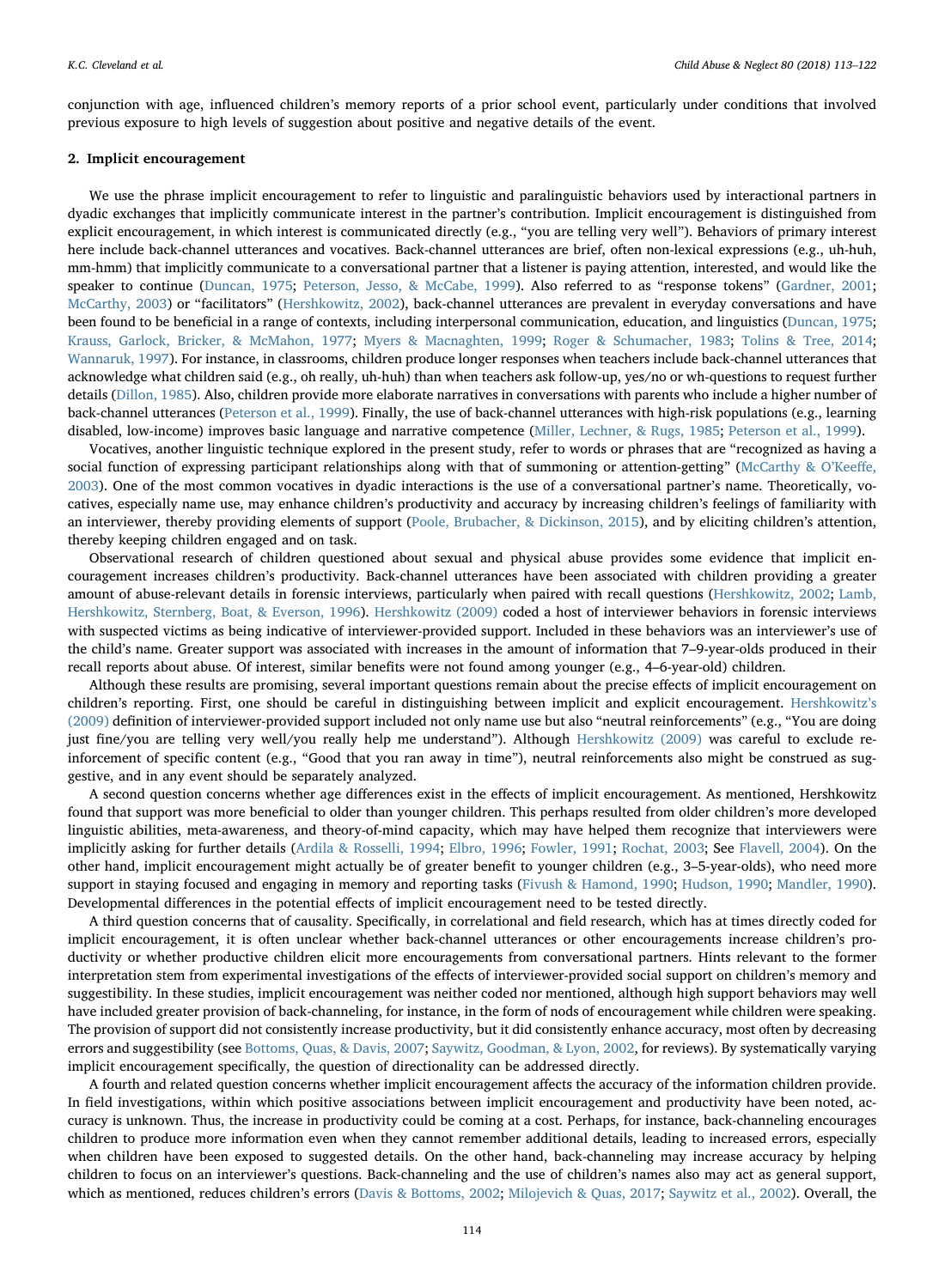conjunction with age, influenced children's memory reports of a prior school event, particularly under conditions that involved previous exposure to high levels of suggestion about positive and negative details of the event.

## 2. Implicit encouragement

We use the phrase implicit encouragement to refer to linguistic and paralinguistic behaviors used by interactional partners in dyadic exchanges that implicitly communicate interest in the partner's contribution. Implicit encouragement is distinguished from explicit encouragement, in which interest is communicated directly (e.g., "you are telling very well"). Behaviors of primary interest here include back-channel utterances and vocatives. Back-channel utterances are brief, often non-lexical expressions (e.g., uh-huh, mm-hmm) that implicitly communicate to a conversational partner that a listener is paying attention, interested, and would like the speaker to continue (Duncan, 1975; Peterson, Jesso, & McCabe, 1999). Also referred to as "response tokens" (Gardner, 2001; McCarthy, 2003) or "facilitators" (Hershkowitz, 2002), back-channel utterances are prevalent in everyday conversations and have been found to be beneficial in a range of contexts, including interpersonal communication, education, and linguistics (Duncan, 1975; Krauss, Garlock, Bricker, & McMahon, 1977; Myers & Macnaghten, 1999; Roger & Schumacher, 1983; Tolins & Tree, 2014; Wannaruk, 1997). For instance, in classrooms, children produce longer responses when teachers include back-channel utterances that acknowledge what children said (e.g., oh really, uh-huh) than when teachers ask follow-up, yes/no or wh-questions to request further details (Dillon, 1985). Also, children provide more elaborate narratives in conversations with parents who include a higher number of back-channel utterances (Peterson et al., 1999). Finally, the use of back-channel utterances with high-risk populations (e.g., learning disabled, low-income) improves basic language and narrative competence (Miller, Lechner, & Rugs, 1985; Peterson et al., 1999).

Vocatives, another linguistic technique explored in the present study, refer to words or phrases that are "recognized as having a social function of expressing participant relationships along with that of summoning or attention-getting" (McCarthy & O'Keeffe, 2003). One of the most common vocatives in dyadic interactions is the use of a conversational partner's name. Theoretically, vocatives, especially name use, may enhance children's productivity and accuracy by increasing children's feelings of familiarity with an interviewer, thereby providing elements of support (Poole, Brubacher, & Dickinson, 2015), and by eliciting children's attention, thereby keeping children engaged and on task.

Observational research of children questioned about sexual and physical abuse provides some evidence that implicit encouragement increases children's productivity. Back-channel utterances have been associated with children providing a greater amount of abuse-relevant details in forensic interviews, particularly when paired with recall questions (Hershkowitz, 2002; Lamb, Hershkowitz, Sternberg, Boat, & Everson, 1996). Hershkowitz (2009) coded a host of interviewer behaviors in forensic interviews with suspected victims as being indicative of interviewer-provided support. Included in these behaviors was an interviewer's use of the child's name. Greater support was associated with increases in the amount of information that 7–9-year-olds produced in their recall reports about abuse. Of interest, similar benefits were not found among younger (e.g., 4–6-year-old) children.

Although these results are promising, several important questions remain about the precise effects of implicit encouragement on children's reporting. First, one should be careful in distinguishing between implicit and explicit encouragement. Hershkowitz's (2009) definition of interviewer-provided support included not only name use but also "neutral reinforcements" (e.g., "You are doing just fine/you are telling very well/you really help me understand"). Although Hershkowitz (2009) was careful to exclude reinforcement of specific content (e.g., "Good that you ran away in time"), neutral reinforcements also might be construed as suggestive, and in any event should be separately analyzed.

A second question concerns whether age differences exist in the effects of implicit encouragement. As mentioned, Hershkowitz found that support was more beneficial to older than younger children. This perhaps resulted from older children's more developed linguistic abilities, meta-awareness, and theory-of-mind capacity, which may have helped them recognize that interviewers were implicitly asking for further details (Ardila & Rosselli, 1994; Elbro, 1996; Fowler, 1991; Rochat, 2003; See Flavell, 2004). On the other hand, implicit encouragement might actually be of greater benefit to younger children (e.g., 3–5-year-olds), who need more support in staying focused and engaging in memory and reporting tasks (Fivush & Hamond, 1990; Hudson, 1990; Mandler, 1990). Developmental differences in the potential effects of implicit encouragement need to be tested directly.

A third question concerns that of causality. Specifically, in correlational and field research, which has at times directly coded for implicit encouragement, it is often unclear whether back-channel utterances or other encouragements increase children's productivity or whether productive children elicit more encouragements from conversational partners. Hints relevant to the former interpretation stem from experimental investigations of the effects of interviewer-provided social support on children's memory and suggestibility. In these studies, implicit encouragement was neither coded nor mentioned, although high support behaviors may well have included greater provision of back-channeling, for instance, in the form of nods of encouragement while children were speaking. The provision of support did not consistently increase productivity, but it did consistently enhance accuracy, most often by decreasing errors and suggestibility (see Bottoms, Quas, & Davis, 2007; Saywitz, Goodman, & Lyon, 2002, for reviews). By systematically varying implicit encouragement specifically, the question of directionality can be addressed directly.

A fourth and related question concerns whether implicit encouragement affects the accuracy of the information children provide. In field investigations, within which positive associations between implicit encouragement and productivity have been noted, accuracy is unknown. Thus, the increase in productivity could be coming at a cost. Perhaps, for instance, back-channeling encourages children to produce more information even when they cannot remember additional details, leading to increased errors, especially when children have been exposed to suggested details. On the other hand, back-channeling may increase accuracy by helping children to focus on an interviewer's questions. Back-channeling and the use of children's names also may act as general support, which as mentioned, reduces children's errors (Davis & Bottoms, 2002; Milojevich & Quas, 2017; Saywitz et al., 2002). Overall, the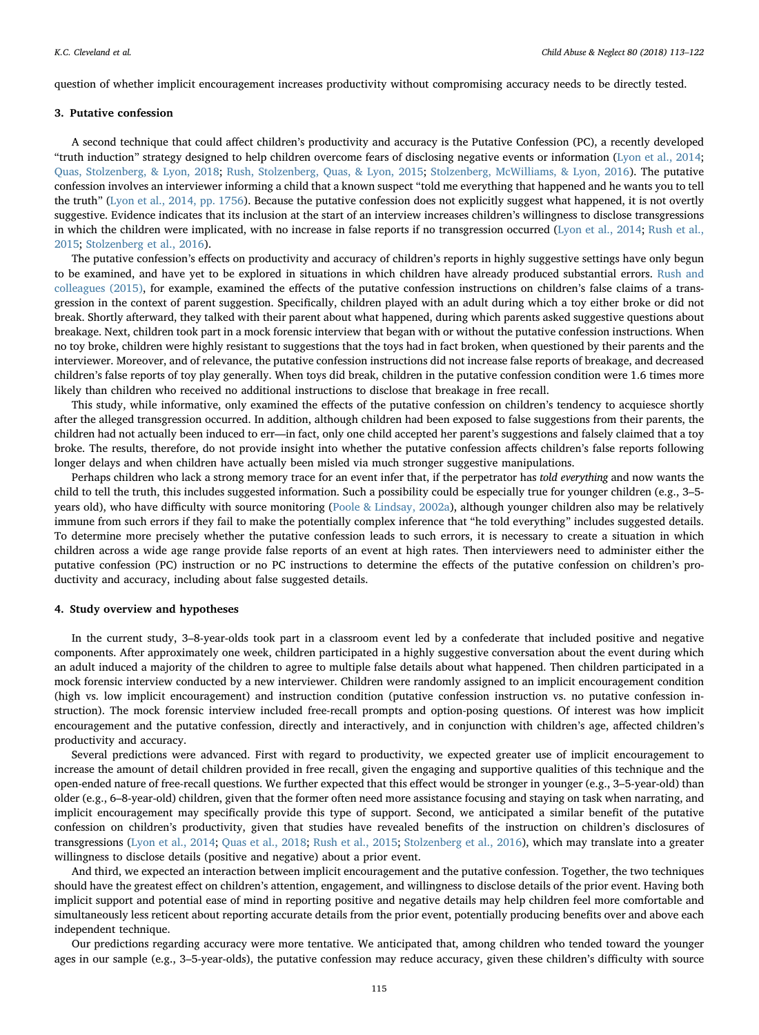question of whether implicit encouragement increases productivity without compromising accuracy needs to be directly tested.

## 3. Putative confession

A second technique that could affect children's productivity and accuracy is the Putative Confession (PC), a recently developed "truth induction" strategy designed to help children overcome fears of disclosing negative events or information (Lyon et al., 2014; Quas, Stolzenberg, & Lyon, 2018; Rush, Stolzenberg, Quas, & Lyon, 2015; Stolzenberg, McWilliams, & Lyon, 2016). The putative confession involves an interviewer informing a child that a known suspect "told me everything that happened and he wants you to tell the truth" (Lyon et al., 2014, pp. 1756). Because the putative confession does not explicitly suggest what happened, it is not overtly suggestive. Evidence indicates that its inclusion at the start of an interview increases children's willingness to disclose transgressions in which the children were implicated, with no increase in false reports if no transgression occurred (Lyon et al., 2014; Rush et al., 2015; Stolzenberg et al., 2016).

The putative confession's effects on productivity and accuracy of children's reports in highly suggestive settings have only begun to be examined, and have yet to be explored in situations in which children have already produced substantial errors. Rush and colleagues (2015), for example, examined the effects of the putative confession instructions on children's false claims of a transgression in the context of parent suggestion. Specifically, children played with an adult during which a toy either broke or did not break. Shortly afterward, they talked with their parent about what happened, during which parents asked suggestive questions about breakage. Next, children took part in a mock forensic interview that began with or without the putative confession instructions. When no toy broke, children were highly resistant to suggestions that the toys had in fact broken, when questioned by their parents and the interviewer. Moreover, and of relevance, the putative confession instructions did not increase false reports of breakage, and decreased children's false reports of toy play generally. When toys did break, children in the putative confession condition were 1.6 times more likely than children who received no additional instructions to disclose that breakage in free recall.

This study, while informative, only examined the effects of the putative confession on children's tendency to acquiesce shortly after the alleged transgression occurred. In addition, although children had been exposed to false suggestions from their parents, the children had not actually been induced to err—in fact, only one child accepted her parent's suggestions and falsely claimed that a toy broke. The results, therefore, do not provide insight into whether the putative confession affects children's false reports following longer delays and when children have actually been misled via much stronger suggestive manipulations.

Perhaps children who lack a strong memory trace for an event infer that, if the perpetrator has *told everything* and now wants the child to tell the truth, this includes suggested information. Such a possibility could be especially true for younger children (e.g., 3–5-years old), who have difficulty with source monitoring (Poole & Lindsay, 2002a), although younger children also may be relatively immune from such errors if they fail to make the potentially complex inference that "he told everything" includes suggested details. To determine more precisely whether the putative confession leads to such errors, it is necessary to create a situation in which children across a wide age range provide false reports of an event at high rates. Then interviewers need to administer either the putative confession (PC) instruction or no PC instructions to determine the effects of the putative confession on children's productivity and accuracy, including about false suggested details.

## 4. Study overview and hypotheses

In the current study, 3–8-year-olds took part in a classroom event led by a confederate that included positive and negative components. After approximately one week, children participated in a highly suggestive conversation about the event during which an adult induced a majority of the children to agree to multiple false details about what happened. Then children participated in a mock forensic interview conducted by a new interviewer. Children were randomly assigned to an implicit encouragement condition (high vs. low implicit encouragement) and instruction condition (putative confession instruction vs. no putative confession instruction). The mock forensic interview included free-recall prompts and option-posing questions. Of interest was how implicit encouragement and the putative confession, directly and interactively, and in conjunction with children's age, affected children's productivity and accuracy.

Several predictions were advanced. First with regard to productivity, we expected greater use of implicit encouragement to increase the amount of detail children provided in free recall, given the engaging and supportive qualities of this technique and the open-ended nature of free-recall questions. We further expected that this effect would be stronger in younger (e.g., 3–5-year-old) than older (e.g., 6–8-year-old) children, given that the former often need more assistance focusing and staying on task when narrating, and implicit encouragement may specifically provide this type of support. Second, we anticipated a similar benefit of the putative confession on children's productivity, given that studies have revealed benefits of the instruction on children's disclosures of transgressions (Lyon et al., 2014; Quas et al., 2018; Rush et al., 2015; Stolzenberg et al., 2016), which may translate into a greater willingness to disclose details (positive and negative) about a prior event.

And third, we expected an interaction between implicit encouragement and the putative confession. Together, the two techniques should have the greatest effect on children's attention, engagement, and willingness to disclose details of the prior event. Having both implicit support and potential ease of mind in reporting positive and negative details may help children feel more comfortable and simultaneously less reticent about reporting accurate details from the prior event, potentially producing benefits over and above each independent technique.

Our predictions regarding accuracy were more tentative. We anticipated that, among children who tended toward the younger ages in our sample (e.g., 3–5-year-olds), the putative confession may reduce accuracy, given these children's difficulty with source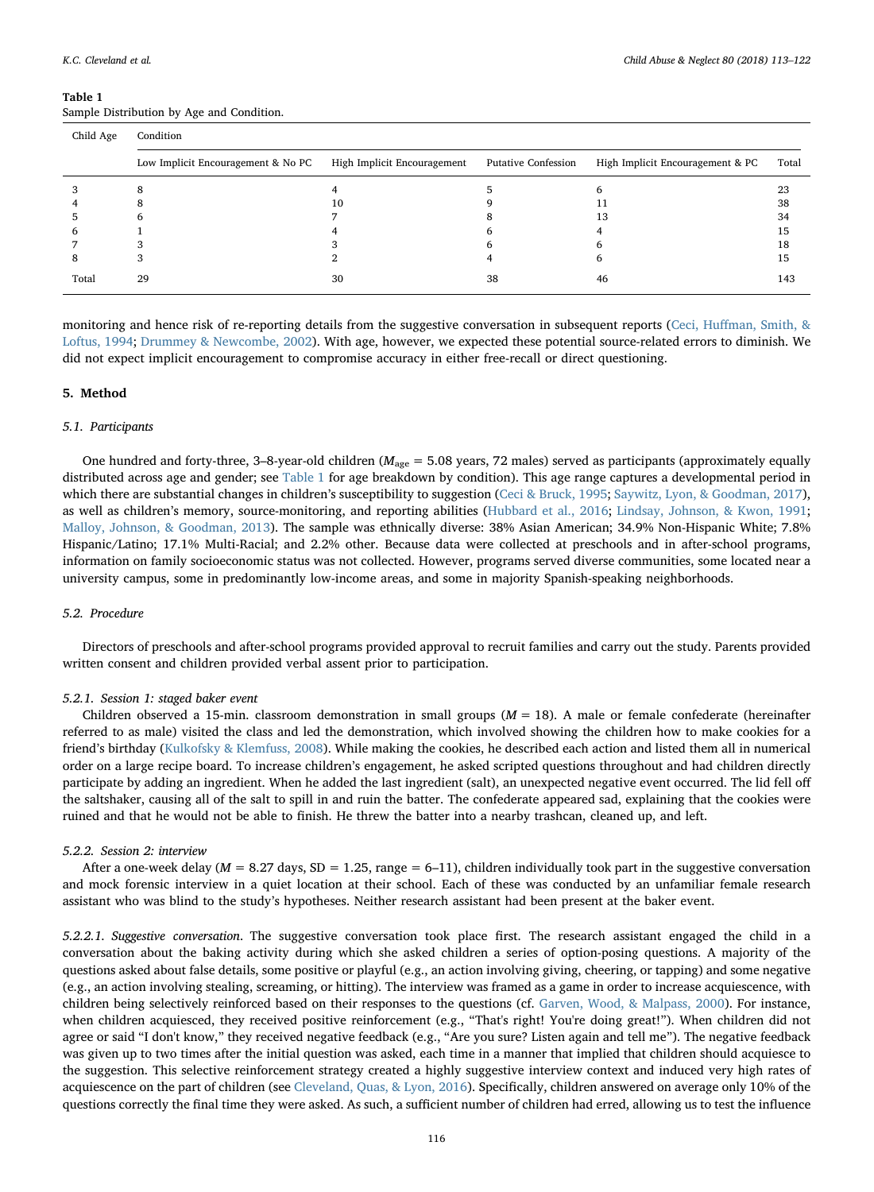**Table 1**
Sample Distribution by Age and Condition.

| Child Age | Condition | | | | |
|---|---|---|---|---|---|
| | Low Implicit Encouragement & No PC | High Implicit Encouragement | Putative Confession | High Implicit Encouragement & PC | Total |
| 3 | 8 | 4 | 5 | 6 | 23 |
| 4 | 8 | 10 | 9 | 11 | 38 |
| 5 | 6 | 7 | 8 | 13 | 34 |
| 6 | 1 | 4 | 6 | 4 | 15 |
| 7 | 3 | 3 | 6 | 6 | 18 |
| 8 | 3 | 2 | 4 | 6 | 15 |
| Total | 29 | 30 | 38 | 46 | 143 |

monitoring and hence risk of re-reporting details from the suggestive conversation in subsequent reports (Ceci, Huffman, Smith, & Loftus, 1994; Drummey & Newcombe, 2002). With age, however, we expected these potential source-related errors to diminish. We did not expect implicit encouragement to compromise accuracy in either free-recall or direct questioning.

## 5. Method

### 5.1. Participants

One hundred and forty-three, 3–8-year-old children ($M_{age}$ = 5.08 years, 72 males) served as participants (approximately equally distributed across age and gender; see Table 1 for age breakdown by condition). This age range captures a developmental period in which there are substantial changes in children's susceptibility to suggestion (Ceci & Bruck, 1995; Saywitz, Lyon, & Goodman, 2017), as well as children's memory, source-monitoring, and reporting abilities (Hubbard et al., 2016; Lindsay, Johnson, & Kwon, 1991; Malloy, Johnson, & Goodman, 2013). The sample was ethnically diverse: 38% Asian American; 34.9% Non-Hispanic White; 7.8% Hispanic/Latino; 17.1% Multi-Racial; and 2.2% other. Because data were collected at preschools and in after-school programs, information on family socioeconomic status was not collected. However, programs served diverse communities, some located near a university campus, some in predominantly low-income areas, and some in majority Spanish-speaking neighborhoods.

### 5.2. Procedure

Directors of preschools and after-school programs provided approval to recruit families and carry out the study. Parents provided written consent and children provided verbal assent prior to participation.

#### 5.2.1. Session 1: staged baker event

Children observed a 15-min. classroom demonstration in small groups ($M$ = 18). A male or female confederate (hereinafter referred to as male) visited the class and led the demonstration, which involved showing the children how to make cookies for a friend's birthday (Kulkofsky & Klemfuss, 2008). While making the cookies, he described each action and listed them all in numerical order on a large recipe board. To increase children's engagement, he asked scripted questions throughout and had children directly participate by adding an ingredient. When he added the last ingredient (salt), an unexpected negative event occurred. The lid fell off the saltshaker, causing all of the salt to spill in and ruin the batter. The confederate appeared sad, explaining that the cookies were ruined and that he would not be able to finish. He threw the batter into a nearby trashcan, cleaned up, and left.

#### 5.2.2. Session 2: interview

After a one-week delay ($M$ = 8.27 days, SD = 1.25, range = 6–11), children individually took part in the suggestive conversation and mock forensic interview in a quiet location at their school. Each of these was conducted by an unfamiliar female research assistant who was blind to the study's hypotheses. Neither research assistant had been present at the baker event.

*5.2.2.1. Suggestive conversation*. The suggestive conversation took place first. The research assistant engaged the child in a conversation about the baking activity during which she asked children a series of option-posing questions. A majority of the questions asked about false details, some positive or playful (e.g., an action involving giving, cheering, or tapping) and some negative (e.g., an action involving stealing, screaming, or hitting). The interview was framed as a game in order to increase acquiescence, with children being selectively reinforced based on their responses to the questions (cf. Garven, Wood, & Malpass, 2000). For instance, when children acquiesced, they received positive reinforcement (e.g., "That's right! You're doing great!"). When children did not agree or said "I don't know," they received negative feedback (e.g., "Are you sure? Listen again and tell me"). The negative feedback was given up to two times after the initial question was asked, each time in a manner that implied that children should acquiesce to the suggestion. This selective reinforcement strategy created a highly suggestive interview context and induced very high rates of acquiescence on the part of children (see Cleveland, Quas, & Lyon, 2016). Specifically, children answered on average only 10% of the questions correctly the final time they were asked. As such, a sufficient number of children had erred, allowing us to test the influence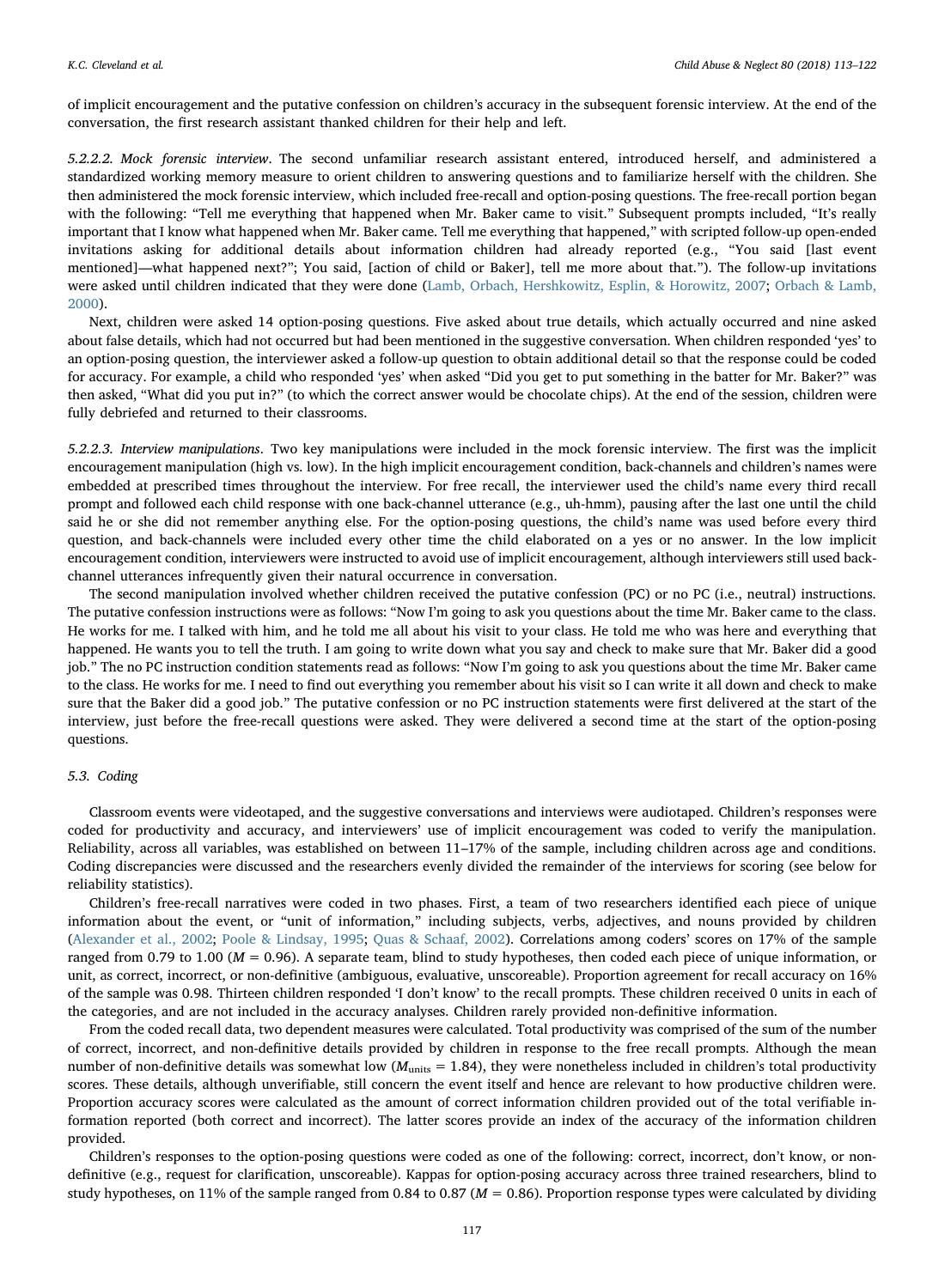of implicit encouragement and the putative confession on children's accuracy in the subsequent forensic interview. At the end of the conversation, the first research assistant thanked children for their help and left.

*5.2.2.2. Mock forensic interview*. The second unfamiliar research assistant entered, introduced herself, and administered a standardized working memory measure to orient children to answering questions and to familiarize herself with the children. She then administered the mock forensic interview, which included free-recall and option-posing questions. The free-recall portion began with the following: "Tell me everything that happened when Mr. Baker came to visit." Subsequent prompts included, "It's really important that I know what happened when Mr. Baker came. Tell me everything that happened," with scripted follow-up open-ended invitations asking for additional details about information children had already reported (e.g., "You said [last event mentioned]—what happened next?"; You said, [action of child or Baker], tell me more about that."). The follow-up invitations were asked until children indicated that they were done (Lamb, Orbach, Hershkowitz, Esplin, & Horowitz, 2007; Orbach & Lamb, 2000).

Next, children were asked 14 option-posing questions. Five asked about true details, which actually occurred and nine asked about false details, which had not occurred but had been mentioned in the suggestive conversation. When children responded 'yes' to an option-posing question, the interviewer asked a follow-up question to obtain additional detail so that the response could be coded for accuracy. For example, a child who responded 'yes' when asked "Did you get to put something in the batter for Mr. Baker?" was then asked, "What did you put in?" (to which the correct answer would be chocolate chips). At the end of the session, children were fully debriefed and returned to their classrooms.

*5.2.2.3. Interview manipulations*. Two key manipulations were included in the mock forensic interview. The first was the implicit encouragement manipulation (high vs. low). In the high implicit encouragement condition, back-channels and children's names were embedded at prescribed times throughout the interview. For free recall, the interviewer used the child's name every third recall prompt and followed each child response with one back-channel utterance (e.g., uh-hmm), pausing after the last one until the child said he or she did not remember anything else. For the option-posing questions, the child's name was used before every third question, and back-channels were included every other time the child elaborated on a yes or no answer. In the low implicit encouragement condition, interviewers were instructed to avoid use of implicit encouragement, although interviewers still used back-channel utterances infrequently given their natural occurrence in conversation.

The second manipulation involved whether children received the putative confession (PC) or no PC (i.e., neutral) instructions. The putative confession instructions were as follows: "Now I'm going to ask you questions about the time Mr. Baker came to the class. He works for me. I talked with him, and he told me all about his visit to your class. He told me who was here and everything that happened. He wants you to tell the truth. I am going to write down what you say and check to make sure that Mr. Baker did a good job." The no PC instruction condition statements read as follows: "Now I'm going to ask you questions about the time Mr. Baker came to the class. He works for me. I need to find out everything you remember about his visit so I can write it all down and check to make sure that the Baker did a good job." The putative confession or no PC instruction statements were first delivered at the start of the interview, just before the free-recall questions were asked. They were delivered a second time at the start of the option-posing questions.

### 5.3. Coding

Classroom events were videotaped, and the suggestive conversations and interviews were audiotaped. Children's responses were coded for productivity and accuracy, and interviewers' use of implicit encouragement was coded to verify the manipulation. Reliability, across all variables, was established on between 11–17% of the sample, including children across age and conditions. Coding discrepancies were discussed and the researchers evenly divided the remainder of the interviews for scoring (see below for reliability statistics).

Children's free-recall narratives were coded in two phases. First, a team of two researchers identified each piece of unique information about the event, or "unit of information," including subjects, verbs, adjectives, and nouns provided by children (Alexander et al., 2002; Poole & Lindsay, 1995; Quas & Schaaf, 2002). Correlations among coders' scores on 17% of the sample ranged from 0.79 to 1.00 ($M = 0.96$). A separate team, blind to study hypotheses, then coded each piece of unique information, or unit, as correct, incorrect, or non-definitive (ambiguous, evaluative, unscoreable). Proportion agreement for recall accuracy on 16% of the sample was 0.98. Thirteen children responded 'I don't know' to the recall prompts. These children received 0 units in each of the categories, and are not included in the accuracy analyses. Children rarely provided non-definitive information.

From the coded recall data, two dependent measures were calculated. Total productivity was comprised of the sum of the number of correct, incorrect, and non-definitive details provided by children in response to the free recall prompts. Although the mean number of non-definitive details was somewhat low ($M_{units} = 1.84$), they were nonetheless included in children's total productivity scores. These details, although unverifiable, still concern the event itself and hence are relevant to how productive children were. Proportion accuracy scores were calculated as the amount of correct information children provided out of the total verifiable information reported (both correct and incorrect). The latter scores provide an index of the accuracy of the information children provided.

Children's responses to the option-posing questions were coded as one of the following: correct, incorrect, don't know, or non-definitive (e.g., request for clarification, unscoreable). Kappas for option-posing accuracy across three trained researchers, blind to study hypotheses, on 11% of the sample ranged from 0.84 to 0.87 ($M = 0.86$). Proportion response types were calculated by dividing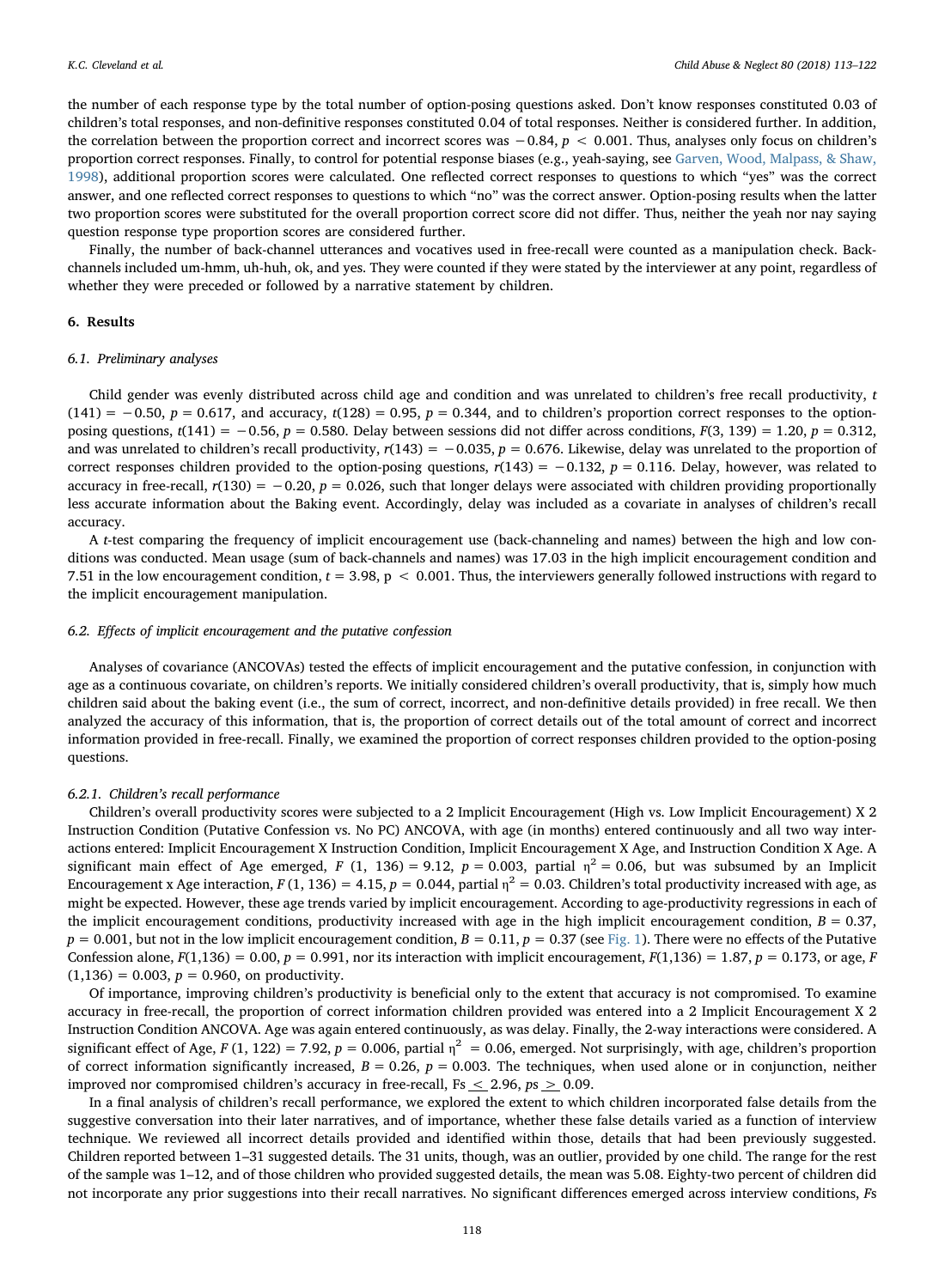the number of each response type by the total number of option-posing questions asked. Don't know responses constituted 0.03 of children's total responses, and non-definitive responses constituted 0.04 of total responses. Neither is considered further. In addition, the correlation between the proportion correct and incorrect scores was $-0.84$, $p < 0.001$. Thus, analyses only focus on children's proportion correct responses. Finally, to control for potential response biases (e.g., yeah-saying, see Garven, Wood, Malpass, & Shaw, 1998), additional proportion scores were calculated. One reflected correct responses to questions to which "yes" was the correct answer, and one reflected correct responses to questions to which "no" was the correct answer. Option-posing results when the latter two proportion scores were substituted for the overall proportion correct score did not differ. Thus, neither the yeah nor nay saying question response type proportion scores are considered further.

Finally, the number of back-channel utterances and vocatives used in free-recall were counted as a manipulation check. Back-channels included um-hmm, uh-huh, ok, and yes. They were counted if they were stated by the interviewer at any point, regardless of whether they were preceded or followed by a narrative statement by children.

## 6. Results

### 6.1. Preliminary analyses

Child gender was evenly distributed across child age and condition and was unrelated to children's free recall productivity, $t(141) = -0.50$, $p = 0.617$, and accuracy, $t(128) = 0.95$, $p = 0.344$, and to children's proportion correct responses to the option-posing questions, $t(141) = -0.56$, $p = 0.580$. Delay between sessions did not differ across conditions, $F(3, 139) = 1.20$, $p = 0.312$, and was unrelated to children's recall productivity, $r(143) = -0.035$, $p = 0.676$. Likewise, delay was unrelated to the proportion of correct responses children provided to the option-posing questions, $r(143) = -0.132$, $p = 0.116$. Delay, however, was related to accuracy in free-recall, $r(130) = -0.20$, $p = 0.026$, such that longer delays were associated with children providing proportionally less accurate information about the Baking event. Accordingly, delay was included as a covariate in analyses of children's recall accuracy.

A *t*-test comparing the frequency of implicit encouragement use (back-channeling and names) between the high and low conditions was conducted. Mean usage (sum of back-channels and names) was 17.03 in the high implicit encouragement condition and 7.51 in the low encouragement condition, $t = 3.98$, $p < 0.001$. Thus, the interviewers generally followed instructions with regard to the implicit encouragement manipulation.

### 6.2. Effects of implicit encouragement and the putative confession

Analyses of covariance (ANCOVAs) tested the effects of implicit encouragement and the putative confession, in conjunction with age as a continuous covariate, on children's reports. We initially considered children's overall productivity, that is, simply how much children said about the baking event (i.e., the sum of correct, incorrect, and non-definitive details provided) in free recall. We then analyzed the accuracy of this information, that is, the proportion of correct details out of the total amount of correct and incorrect information provided in free-recall. Finally, we examined the proportion of correct responses children provided to the option-posing questions.

#### 6.2.1. Children's recall performance

Children's overall productivity scores were subjected to a 2 Implicit Encouragement (High vs. Low Implicit Encouragement) X 2 Instruction Condition (Putative Confession vs. No PC) ANCOVA, with age (in months) entered continuously and all two way interactions entered: Implicit Encouragement X Instruction Condition, Implicit Encouragement X Age, and Instruction Condition X Age. A significant main effect of Age emerged, $F(1, 136) = 9.12$, $p = 0.003$, partial $\eta^2 = 0.06$, but was subsumed by an Implicit Encouragement x Age interaction, $F(1, 136) = 4.15$, $p = 0.044$, partial $\eta^2 = 0.03$. Children's total productivity increased with age, as might be expected. However, these age trends varied by implicit encouragement. According to age-productivity regressions in each of the implicit encouragement conditions, productivity increased with age in the high implicit encouragement condition, $B = 0.37$, $p = 0.001$, but not in the low implicit encouragement condition, $B = 0.11$, $p = 0.37$ (see Fig. 1). There were no effects of the Putative Confession alone, $F(1,136) = 0.00$, $p = 0.991$, nor its interaction with implicit encouragement, $F(1,136) = 1.87$, $p = 0.173$, or age, $F(1,136) = 0.003$, $p = 0.960$, on productivity.

Of importance, improving children's productivity is beneficial only to the extent that accuracy is not compromised. To examine accuracy in free-recall, the proportion of correct information children provided was entered into a 2 Implicit Encouragement X 2 Instruction Condition ANCOVA. Age was again entered continuously, as was delay. Finally, the 2-way interactions were considered. A significant effect of Age, $F(1, 122) = 7.92$, $p = 0.006$, partial $\eta^2 = 0.06$, emerged. Not surprisingly, with age, children's proportion of correct information significantly increased, $B = 0.26$, $p = 0.003$. The techniques, when used alone or in conjunction, neither improved nor compromised children's accuracy in free-recall, $Fs \leq 2.96$, $ps \geq 0.09$.

In a final analysis of children's recall performance, we explored the extent to which children incorporated false details from the suggestive conversation into their later narratives, and of importance, whether these false details varied as a function of interview technique. We reviewed all incorrect details provided and identified within those, details that had been previously suggested. Children reported between 1–31 suggested details. The 31 units, though, was an outlier, provided by one child. The range for the rest of the sample was 1–12, and of those children who provided suggested details, the mean was 5.08. Eighty-two percent of children did not incorporate any prior suggestions into their recall narratives. No significant differences emerged across interview conditions, *Fs*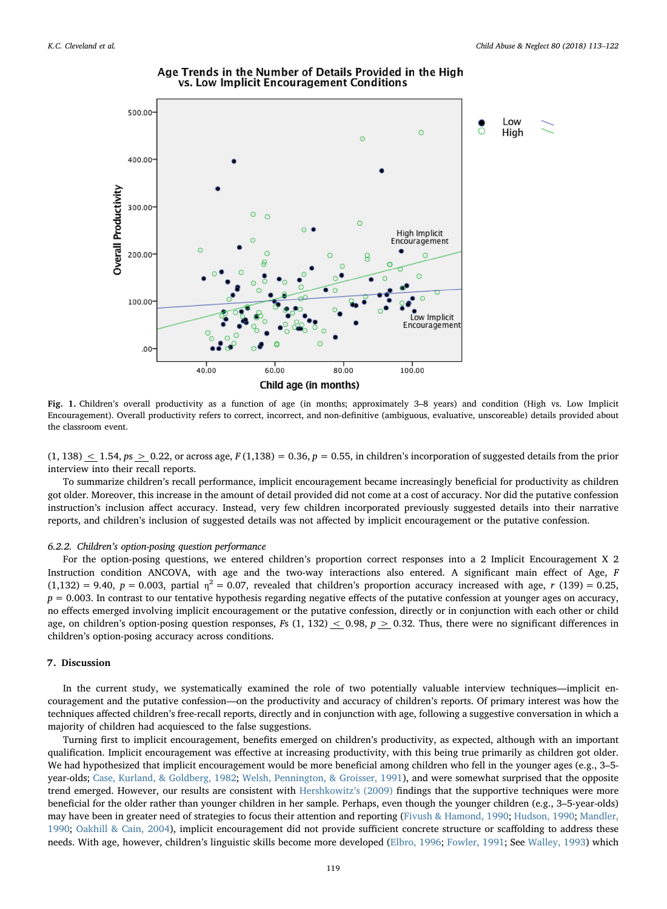Fig. 1. Children's overall productivity as a function of age (in months; approximately 3–8 years) and condition (High vs. Low Implicit Encouragement). Overall productivity refers to correct, incorrect, and non-definitive (ambiguous, evaluative, unscoreable) details provided about the classroom event.

$(1, 138) \leq 1.54$, $ps \geq 0.22$, or across age, $F(1,138) = 0.36$, $p = 0.55$, in children's incorporation of suggested details from the prior interview into their recall reports.

To summarize children's recall performance, implicit encouragement became increasingly beneficial for productivity as children got older. Moreover, this increase in the amount of detail provided did not come at a cost of accuracy. Nor did the putative confession instruction's inclusion affect accuracy. Instead, very few children incorporated previously suggested details into their narrative reports, and children's inclusion of suggested details was not affected by implicit encouragement or the putative confession.

#### 6.2.2. Children's option-posing question performance

For the option-posing questions, we entered children's proportion correct responses into a 2 Implicit Encouragement X 2 Instruction condition ANCOVA, with age and the two-way interactions also entered. A significant main effect of Age, $F(1,132) = 9.40$, $p = 0.003$, partial $\eta^2 = 0.07$, revealed that children's proportion accuracy increased with age, $r(139) = 0.25$, $p = 0.003$. In contrast to our tentative hypothesis regarding negative effects of the putative confession at younger ages on accuracy, no effects emerged involving implicit encouragement or the putative confession, directly or in conjunction with each other or child age, on children's option-posing question responses, $Fs(1, 132) \leq 0.98$, $p \geq 0.32$. Thus, there were no significant differences in children's option-posing accuracy across conditions.

## 7. Discussion

In the current study, we systematically examined the role of two potentially valuable interview techniques—implicit encouragement and the putative confession—on the productivity and accuracy of children's reports. Of primary interest was how the techniques affected children's free-recall reports, directly and in conjunction with age, following a suggestive conversation in which a majority of children had acquiesced to the false suggestions.

Turning first to implicit encouragement, benefits emerged on children's productivity, as expected, although with an important qualification. Implicit encouragement was effective at increasing productivity, with this being true primarily as children got older. We had hypothesized that implicit encouragement would be more beneficial among children who fell in the younger ages (e.g., 3–5-year-olds; Case, Kurland, & Goldberg, 1982; Welsh, Pennington, & Groisser, 1991), and were somewhat surprised that the opposite trend emerged. However, our results are consistent with Hershkowitz's (2009) findings that the supportive techniques were more beneficial for the older rather than younger children in her sample. Perhaps, even though the younger children (e.g., 3–5-year-olds) may have been in greater need of strategies to focus their attention and reporting (Fivush & Hamond, 1990; Hudson, 1990; Mandler, 1990; Oakhill & Cain, 2004), implicit encouragement did not provide sufficient concrete structure or scaffolding to address these needs. With age, however, children's linguistic skills become more developed (Elbro, 1996; Fowler, 1991; See Walley, 1993) which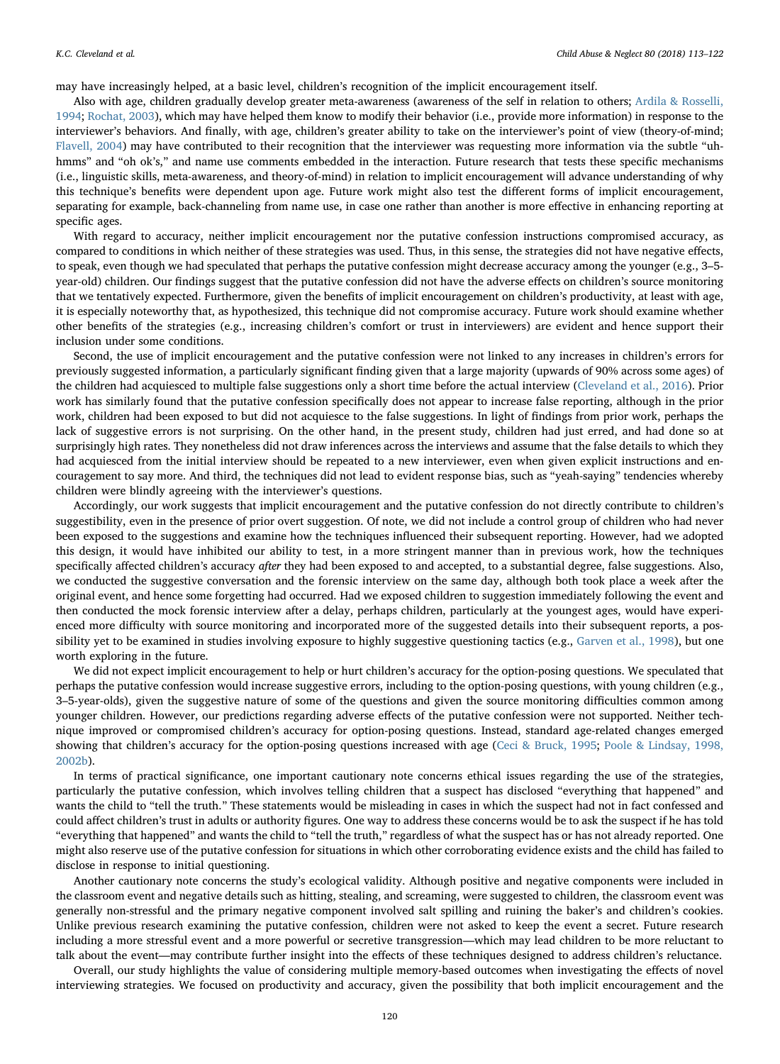may have increasingly helped, at a basic level, children's recognition of the implicit encouragement itself.

Also with age, children gradually develop greater meta-awareness (awareness of the self in relation to others; Ardila & Rosselli, 1994; Rochat, 2003), which may have helped them know to modify their behavior (i.e., provide more information) in response to the interviewer's behaviors. And finally, with age, children's greater ability to take on the interviewer's point of view (theory-of-mind; Flavell, 2004) may have contributed to their recognition that the interviewer was requesting more information via the subtle "uh-hmms" and "oh ok's," and name use comments embedded in the interaction. Future research that tests these specific mechanisms (i.e., linguistic skills, meta-awareness, and theory-of-mind) in relation to implicit encouragement will advance understanding of why this technique's benefits were dependent upon age. Future work might also test the different forms of implicit encouragement, separating for example, back-channeling from name use, in case one rather than another is more effective in enhancing reporting at specific ages.

With regard to accuracy, neither implicit encouragement nor the putative confession instructions compromised accuracy, as compared to conditions in which neither of these strategies was used. Thus, in this sense, the strategies did not have negative effects, to speak, even though we had speculated that perhaps the putative confession might decrease accuracy among the younger (e.g., 3–5-year-old) children. Our findings suggest that the putative confession did not have the adverse effects on children's source monitoring that we tentatively expected. Furthermore, given the benefits of implicit encouragement on children's productivity, at least with age, it is especially noteworthy that, as hypothesized, this technique did not compromise accuracy. Future work should examine whether other benefits of the strategies (e.g., increasing children's comfort or trust in interviewers) are evident and hence support their inclusion under some conditions.

Second, the use of implicit encouragement and the putative confession were not linked to any increases in children's errors for previously suggested information, a particularly significant finding given that a large majority (upwards of 90% across some ages) of the children had acquiesced to multiple false suggestions only a short time before the actual interview (Cleveland et al., 2016). Prior work has similarly found that the putative confession specifically does not appear to increase false reporting, although in the prior work, children had been exposed to but did not acquiesce to the false suggestions. In light of findings from prior work, perhaps the lack of suggestive errors is not surprising. On the other hand, in the present study, children had just erred, and had done so at surprisingly high rates. They nonetheless did not draw inferences across the interviews and assume that the false details to which they had acquiesced from the initial interview should be repeated to a new interviewer, even when given explicit instructions and encouragement to say more. And third, the techniques did not lead to evident response bias, such as "yeah-saying" tendencies whereby children were blindly agreeing with the interviewer's questions.

Accordingly, our work suggests that implicit encouragement and the putative confession do not directly contribute to children's suggestibility, even in the presence of prior overt suggestion. Of note, we did not include a control group of children who had never been exposed to the suggestions and examine how the techniques influenced their subsequent reporting. However, had we adopted this design, it would have inhibited our ability to test, in a more stringent manner than in previous work, how the techniques specifically affected children's accuracy *after* they had been exposed to and accepted, to a substantial degree, false suggestions. Also, we conducted the suggestive conversation and the forensic interview on the same day, although both took place a week after the original event, and hence some forgetting had occurred. Had we exposed children to suggestion immediately following the event and then conducted the mock forensic interview after a delay, perhaps children, particularly at the youngest ages, would have experienced more difficulty with source monitoring and incorporated more of the suggested details into their subsequent reports, a possibility yet to be examined in studies involving exposure to highly suggestive questioning tactics (e.g., Garven et al., 1998), but one worth exploring in the future.

We did not expect implicit encouragement to help or hurt children's accuracy for the option-posing questions. We speculated that perhaps the putative confession would increase suggestive errors, including to the option-posing questions, with young children (e.g., 3–5-year-olds), given the suggestive nature of some of the questions and given the source monitoring difficulties common among younger children. However, our predictions regarding adverse effects of the putative confession were not supported. Neither technique improved or compromised children's accuracy for option-posing questions. Instead, standard age-related changes emerged showing that children's accuracy for the option-posing questions increased with age (Ceci & Bruck, 1995; Poole & Lindsay, 1998, 2002b).

In terms of practical significance, one important cautionary note concerns ethical issues regarding the use of the strategies, particularly the putative confession, which involves telling children that a suspect has disclosed "everything that happened" and wants the child to "tell the truth." These statements would be misleading in cases in which the suspect had not in fact confessed and could affect children's trust in adults or authority figures. One way to address these concerns would be to ask the suspect if he has told "everything that happened" and wants the child to "tell the truth," regardless of what the suspect has or has not already reported. One might also reserve use of the putative confession for situations in which other corroborating evidence exists and the child has failed to disclose in response to initial questioning.

Another cautionary note concerns the study's ecological validity. Although positive and negative components were included in the classroom event and negative details such as hitting, stealing, and screaming, were suggested to children, the classroom event was generally non-stressful and the primary negative component involved salt spilling and ruining the baker's and children's cookies. Unlike previous research examining the putative confession, children were not asked to keep the event a secret. Future research including a more stressful event and a more powerful or secretive transgression—which may lead children to be more reluctant to talk about the event—may contribute further insight into the effects of these techniques designed to address children's reluctance.

Overall, our study highlights the value of considering multiple memory-based outcomes when investigating the effects of novel interviewing strategies. We focused on productivity and accuracy, given the possibility that both implicit encouragement and the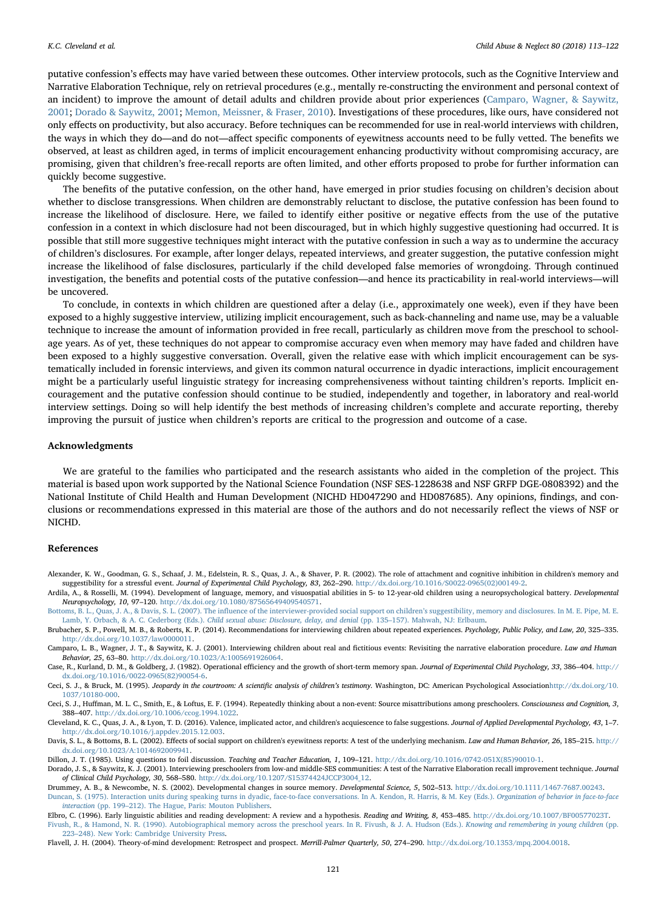putative confession's effects may have varied between these outcomes. Other interview protocols, such as the Cognitive Interview and Narrative Elaboration Technique, rely on retrieval procedures (e.g., mentally re-constructing the environment and personal context of an incident) to improve the amount of detail adults and children provide about prior experiences (Camparo, Wagner, & Saywitz, 2001; Dorado & Saywitz, 2001; Memon, Meissner, & Fraser, 2010). Investigations of these procedures, like ours, have considered not only effects on productivity, but also accuracy. Before techniques can be recommended for use in real-world interviews with children, the ways in which they do—and do not—affect specific components of eyewitness accounts need to be fully vetted. The benefits we observed, at least as children aged, in terms of implicit encouragement enhancing productivity without compromising accuracy, are promising, given that children's free-recall reports are often limited, and other efforts proposed to probe for further information can quickly become suggestive.

The benefits of the putative confession, on the other hand, have emerged in prior studies focusing on children's decision about whether to disclose transgressions. When children are demonstrably reluctant to disclose, the putative confession has been found to increase the likelihood of disclosure. Here, we failed to identify either positive or negative effects from the use of the putative confession in a context in which disclosure had not been discouraged, but in which highly suggestive questioning had occurred. It is possible that still more suggestive techniques might interact with the putative confession in such a way as to undermine the accuracy of children's disclosures. For example, after longer delays, repeated interviews, and greater suggestion, the putative confession might increase the likelihood of false disclosures, particularly if the child developed false memories of wrongdoing. Through continued investigation, the benefits and potential costs of the putative confession—and hence its practicability in real-world interviews—will be uncovered.

To conclude, in contexts in which children are questioned after a delay (i.e., approximately one week), even if they have been exposed to a highly suggestive interview, utilizing implicit encouragement, such as back-channeling and name use, may be a valuable technique to increase the amount of information provided in free recall, particularly as children move from the preschool to school-age years. As of yet, these techniques do not appear to compromise accuracy even when memory may have faded and children have been exposed to a highly suggestive conversation. Overall, given the relative ease with which implicit encouragement can be systematically included in forensic interviews, and given its common natural occurrence in dyadic interactions, implicit encouragement might be a particularly useful linguistic strategy for increasing comprehensiveness without tainting children's reports. Implicit encouragement and the putative confession should continue to be studied, independently and together, in laboratory and real-world interview settings. Doing so will help identify the best methods of increasing children's complete and accurate reporting, thereby improving the pursuit of justice when children's reports are critical to the progression and outcome of a case.

## Acknowledgments

We are grateful to the families who participated and the research assistants who aided in the completion of the project. This material is based upon work supported by the National Science Foundation (NSF SES-1228638 and NSF GRFP DGE-0808392) and the National Institute of Child Health and Human Development (NICHD HD047290 and HD087685). Any opinions, findings, and conclusions or recommendations expressed in this material are those of the authors and do not necessarily reflect the views of NSF or NICHD.

## References

Alexander, K. W., Goodman, G. S., Schaaf, J. M., Edelstein, R. S., Quas, J. A., & Shaver, P. R. (2002). The role of attachment and cognitive inhibition in children's memory and suggestibility for a stressful event. *Journal of Experimental Child Psychology, 83*, 262–290. http://dx.doi.org/10.1016/S0022-0965(02)00149-2.

Ardila, A., & Rosselli, M. (1994). Development of language, memory, and visuospatial abilities in 5- to 12-year-old children using a neuropsychological battery. *Developmental Neuropsychology, 10*, 97–120. http://dx.doi.org/10.1080/87565649409540571.

Bottoms, B. L., Quas, J. A., & Davis, S. L. (2007). The influence of the interviewer-provided social support on children's suggestibility, memory and disclosures. In M. E. Pipe, M. E. Lamb, Y. Orbach, & A. C. Cederborg (Eds.). *Child sexual abuse: Disclosure, delay, and denial* (pp. 135–157). Mahwah, NJ: Erlbaum.

Brubacher, S. P., Powell, M. B., & Roberts, K. P. (2014). Recommendations for interviewing children about repeated experiences. *Psychology, Public Policy, and Law, 20*, 325–335. http://dx.doi.org/10.1037/law0000011.

Camparo, L. B., Wagner, J. T., & Saywitz, K. J. (2001). Interviewing children about real and fictitious events: Revisiting the narrative elaboration procedure. *Law and Human Behavior, 25*, 63–80. http://dx.doi.org/10.1023/A:1005691926064.

Case, R., Kurland, D. M., & Goldberg, J. (1982). Operational efficiency and the growth of short-term memory span. *Journal of Experimental Child Psychology, 33*, 386–404. http://dx.doi.org/10.1016/0022-0965(82)90054-6.

Ceci, S. J., & Bruck, M. (1995). *Jeopardy in the courtroom: A scientific analysis of children's testimony*. Washington, DC: American Psychological Associationhttp://dx.doi.org/10.1037/10180-000.

Ceci, S. J., Huffman, M. L. C., Smith, E., & Loftus, E. F. (1994). Repeatedly thinking about a non-event: Source misattributions among preschoolers. *Consciousness and Cognition, 3*, 388–407. http://dx.doi.org/10.1006/ccog.1994.1022.

Cleveland, K. C., Quas, J. A., & Lyon, T. D. (2016). Valence, implicated actor, and children's acquiescence to false suggestions. *Journal of Applied Developmental Psychology, 43*, 1–7. http://dx.doi.org/10.1016/j.appdev.2015.12.003.

Davis, S. L., & Bottoms, B. L. (2002). Effects of social support on children's eyewitness reports: A test of the underlying mechanism. *Law and Human Behavior, 26*, 185–215. http://dx.doi.org/10.1023/A:1014692009941.

Dillon, J. T. (1985). Using questions to foil discussion. *Teaching and Teacher Education, 1*, 109–121. http://dx.doi.org/10.1016/0742-051X(85)90010-1.

Dorado, J. S., & Saywitz, K. J. (2001). Interviewing preschoolers from low-and middle-SES communities: A test of the Narrative Elaboration recall improvement technique. *Journal of Clinical Child Psychology, 30*, 568–580. http://dx.doi.org/10.1207/S15374424JCCP3004_12.

Drummey, A. B., & Newcombe, N. S. (2002). Developmental changes in source memory. *Developmental Science, 5*, 502–513. http://dx.doi.org/10.1111/1467-7687.00243.

Duncan, S. (1975). Interaction units during speaking turns in dyadic, face-to-face conversations. In A. Kendon, R. Harris, & M. Key (Eds.). *Organization of behavior in face-to-face interaction* (pp. 199–212). The Hague, Paris: Mouton Publishers.

Elbro, C. (1996). Early linguistic abilities and reading development: A review and a hypothesis. *Reading and Writing, 8*, 453–485. http://dx.doi.org/10.1007/BF00577023T.

Fivush, R., & Hamond, N. R. (1990). Autobiographical memory across the preschool years. In R. Fivush, & J. A. Hudson (Eds.). *Knowing and remembering in young children* (pp. 223–248). New York: Cambridge University Press.

Flavell, J. H. (2004). Theory-of-mind development: Retrospect and prospect. *Merrill-Palmer Quarterly, 50*, 274–290. http://dx.doi.org/10.1353/mpq.2004.0018.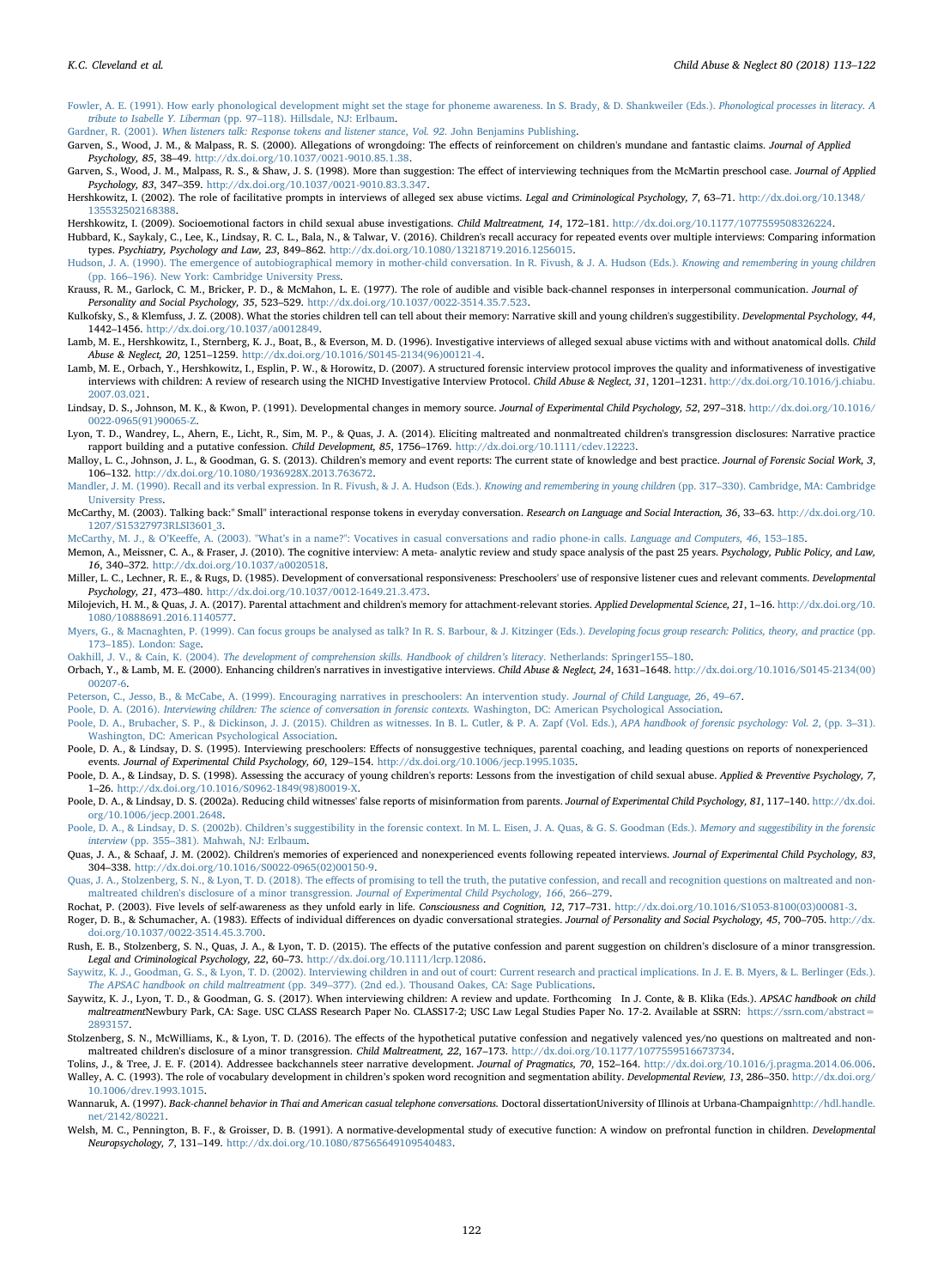Fowler, A. E. (1991). How early phonological development might set the stage for phoneme awareness. In S. Brady, & D. Shankweiler (Eds.). *Phonological processes in literacy. A tribute to Isabelle Y. Liberman* (pp. 97–118). Hillsdale, NJ: Erlbaum.

Gardner, R. (2001). *When listeners talk: Response tokens and listener stance, Vol. 92*. John Benjamins Publishing.

Garven, S., Wood, J. M., & Malpass, R. S. (2000). Allegations of wrongdoing: The effects of reinforcement on children's mundane and fantastic claims. *Journal of Applied Psychology, 85*, 38–49. http://dx.doi.org/10.1037/0021-9010.85.1.38.

Garven, S., Wood, J. M., Malpass, R. S., & Shaw, J. S. (1998). More than suggestion: The effect of interviewing techniques from the McMartin preschool case. *Journal of Applied Psychology, 83*, 347–359. http://dx.doi.org/10.1037/0021-9010.83.3.347.

Hershkowitz, I. (2002). The role of facilitative prompts in interviews of alleged sex abuse victims. *Legal and Criminological Psychology, 7*, 63–71. http://dx.doi.org/10.1348/135532502168388.

Hershkowitz, I. (2009). Socioemotional factors in child sexual abuse investigations. *Child Maltreatment, 14*, 172–181. http://dx.doi.org/10.1177/1077559508326224.

Hubbard, K., Saykaly, C., Lee, K., Lindsay, R. C. L., Bala, N., & Talwar, V. (2016). Children's recall accuracy for repeated events over multiple interviews: Comparing information types. *Psychiatry, Psychology and Law, 23*, 849–862. http://dx.doi.org/10.1080/13218719.2016.1256015.

Hudson, J. A. (1990). The emergence of autobiographical memory in mother-child conversation. In R. Fivush, & J. A. Hudson (Eds.). *Knowing and remembering in young children* (pp. 166–196). New York: Cambridge University Press.

Krauss, R. M., Garlock, C. M., Bricker, P. D., & McMahon, L. E. (1977). The role of audible and visible back-channel responses in interpersonal communication. *Journal of Personality and Social Psychology, 35*, 523–529. http://dx.doi.org/10.1037/0022-3514.35.7.523.

Kulkofsky, S., & Klemfuss, J. Z. (2008). What the stories children tell can tell about their memory: Narrative skill and young children's suggestibility. *Developmental Psychology, 44*, 1442–1456. http://dx.doi.org/10.1037/a0012849.

Lamb, M. E., Hershkowitz, I., Sternberg, K. J., Boat, B., & Everson, M. D. (1996). Investigative interviews of alleged sexual abuse victims with and without anatomical dolls. *Child Abuse & Neglect, 20*, 1251–1259. http://dx.doi.org/10.1016/S0145-2134(96)00121-4.

Lamb, M. E., Orbach, Y., Hershkowitz, I., Esplin, P. W., & Horowitz, D. (2007). A structured forensic interview protocol improves the quality and informativeness of investigative interviews with children: A review of research using the NICHD Investigative Interview Protocol. *Child Abuse & Neglect, 31*, 1201–1231. http://dx.doi.org/10.1016/j.chiabu.2007.03.021.

Lindsay, D. S., Johnson, M. K., & Kwon, P. (1991). Developmental changes in memory source. *Journal of Experimental Child Psychology, 52*, 297–318. http://dx.doi.org/10.1016/0022-0965(91)90065-Z.

Lyon, T. D., Wandrey, L., Ahern, E., Licht, R., Sim, M. P., & Quas, J. A. (2014). Eliciting maltreated and nonmaltreated children's transgression disclosures: Narrative practice rapport building and a putative confession. *Child Development, 85*, 1756–1769. http://dx.doi.org/10.1111/cdev.12223.

Malloy, L. C., Johnson, J. L., & Goodman, G. S. (2013). Children's memory and event reports: The current state of knowledge and best practice. *Journal of Forensic Social Work, 3*, 106–132. http://dx.doi.org/10.1080/1936928X.2013.763672.

Mandler, J. M. (1990). Recall and its verbal expression. In R. Fivush, & J. A. Hudson (Eds.). *Knowing and remembering in young children* (pp. 317–330). Cambridge, MA: Cambridge University Press.

McCarthy, M. (2003). Talking back:" Small" interactional response tokens in everyday conversation. *Research on Language and Social Interaction, 36*, 33–63. http://dx.doi.org/10.1207/S15327973RLSI3601_3.

McCarthy, M. J., & O'Keeffe, A. (2003). "What's in a name?": Vocatives in casual conversations and radio phone-in calls. *Language and Computers, 46*, 153–185.

Memon, A., Meissner, C. A., & Fraser, J. (2010). The cognitive interview: A meta- analytic review and study space analysis of the past 25 years. *Psychology, Public Policy, and Law, 16*, 340–372. http://dx.doi.org/10.1037/a0020518.

Miller, L. C., Lechner, R. E., & Rugs, D. (1985). Development of conversational responsiveness: Preschoolers' use of responsive listener cues and relevant comments. *Developmental Psychology, 21*, 473–480. http://dx.doi.org/10.1037/0012-1649.21.3.473.

Milojevich, H. M., & Quas, J. A. (2017). Parental attachment and children's memory for attachment-relevant stories. *Applied Developmental Science, 21*, 1–16. http://dx.doi.org/10.1080/10888691.2016.1140577.

Myers, G., & Macnaghten, P. (1999). Can focus groups be analysed as talk? In R. S. Barbour, & J. Kitzinger (Eds.). *Developing focus group research: Politics, theory, and practice* (pp. 173–185). London: Sage.

Oakhill, J. V., & Cain, K. (2004). *The development of comprehension skills. Handbook of children's literacy*. Netherlands: Springer155–180.

Orbach, Y., & Lamb, M. E. (2000). Enhancing children's narratives in investigative interviews. *Child Abuse & Neglect, 24*, 1631–1648. http://dx.doi.org/10.1016/S0145-2134(00)00207-6.

Peterson, C., Jesso, B., & McCabe, A. (1999). Encouraging narratives in preschoolers: An intervention study. *Journal of Child Language, 26*, 49–67.

Poole, D. A. (2016). *Interviewing children: The science of conversation in forensic contexts*. Washington, DC: American Psychological Association.

Poole, D. A., Brubacher, S. P., & Dickinson, J. J. (2015). Children as witnesses. In B. L. Cutler, & P. A. Zapf (Vol. Eds.), *APA handbook of forensic psychology: Vol. 2*, (pp. 3–31). Washington, DC: American Psychological Association.

Poole, D. A., & Lindsay, D. S. (1995). Interviewing preschoolers: Effects of nonsuggestive techniques, parental coaching, and leading questions on reports of nonexperienced events. *Journal of Experimental Child Psychology, 60*, 129–154. http://dx.doi.org/10.1006/jecp.1995.1035.

Poole, D. A., & Lindsay, D. S. (1998). Assessing the accuracy of young children's reports: Lessons from the investigation of child sexual abuse. *Applied & Preventive Psychology, 7*, 1–26. http://dx.doi.org/10.1016/S0962-1849(98)80019-X.

Poole, D. A., & Lindsay, D. S. (2002a). Reducing child witnesses' false reports of misinformation from parents. *Journal of Experimental Child Psychology, 81*, 117–140. http://dx.doi.org/10.1006/jecp.2001.2648.

Poole, D. A., & Lindsay, D. S. (2002b). Children's suggestibility in the forensic context. In M. L. Eisen, J. A. Quas, & G. S. Goodman (Eds.). *Memory and suggestibility in the forensic interview* (pp. 355–381). Mahwah, NJ: Erlbaum.

Quas, J. A., & Schaaf, J. M. (2002). Children's memories of experienced and nonexperienced events following repeated interviews. *Journal of Experimental Child Psychology, 83*, 304–338. http://dx.doi.org/10.1016/S0022-0965(02)00150-9.

Quas, J. A., Stolzenberg, S. N., & Lyon, T. D. (2018). The effects of promising to tell the truth, the putative confession, and recall and recognition questions on maltreated and non-maltreated children's disclosure of a minor transgression. *Journal of Experimental Child Psychology, 166*, 266–279.

Rochat, P. (2003). Five levels of self-awareness as they unfold early in life. *Consciousness and Cognition, 12*, 717–731. http://dx.doi.org/10.1016/S1053-8100(03)00081-3.

Roger, D. B., & Schumacher, A. (1983). Effects of individual differences on dyadic conversational strategies. *Journal of Personality and Social Psychology, 45*, 700–705. http://dx.doi.org/10.1037/0022-3514.45.3.700.

Rush, E. B., Stolzenberg, S. N., Quas, J. A., & Lyon, T. D. (2015). The effects of the putative confession and parent suggestion on children's disclosure of a minor transgression. *Legal and Criminological Psychology, 22*, 60–73. http://dx.doi.org/10.1111/lcrp.12086.

Saywitz, K. J., Goodman, G. S., & Lyon, T. D. (2002). Interviewing children in and out of court: Current research and practical implications. In J. E. B. Myers, & L. Berlinger (Eds.). *The APSAC handbook on child maltreatment* (pp. 349–377). (2nd ed.). Thousand Oakes, CA: Sage Publications.

Saywitz, K. J., Lyon, T. D., & Goodman, G. S. (2017). When interviewing children: A review and update. Forthcoming In J. Conte, & B. Klika (Eds.). *APSAC handbook on child maltreatment*Newbury Park, CA: Sage. USC CLASS Research Paper No. CLASS17-2; USC Law Legal Studies Paper No. 17-2. Available at SSRN: https://ssrn.com/abstract=2893157.

Stolzenberg, S. N., McWilliams, K., & Lyon, T. D. (2016). The effects of the hypothetical putative confession and negatively valenced yes/no questions on maltreated and non-maltreated children's disclosure of a minor transgression. *Child Maltreatment, 22*, 167–173. http://dx.doi.org/10.1177/1077559516673734.

Tolins, J., & Tree, J. E. F. (2014). Addressee backchannels steer narrative development. *Journal of Pragmatics, 70*, 152–164. http://dx.doi.org/10.1016/j.pragma.2014.06.006.

Walley, A. C. (1993). The role of vocabulary development in children's spoken word recognition and segmentation ability. *Developmental Review, 13*, 286–350. http://dx.doi.org/10.1006/drev.1993.1015.

Wannaruk, A. (1997). *Back-channel behavior in Thai and American casual telephone conversations.* Doctoral dissertationUniversity of Illinois at Urbana-Champaignhttp://hdl.handle.net/2142/80221.

Welsh, M. C., Pennington, B. F., & Groisser, D. B. (1991). A normative-developmental study of executive function: A window on prefrontal function in children. *Developmental Neuropsychology, 7*, 131–149. http://dx.doi.org/10.1080/87565649109540483.